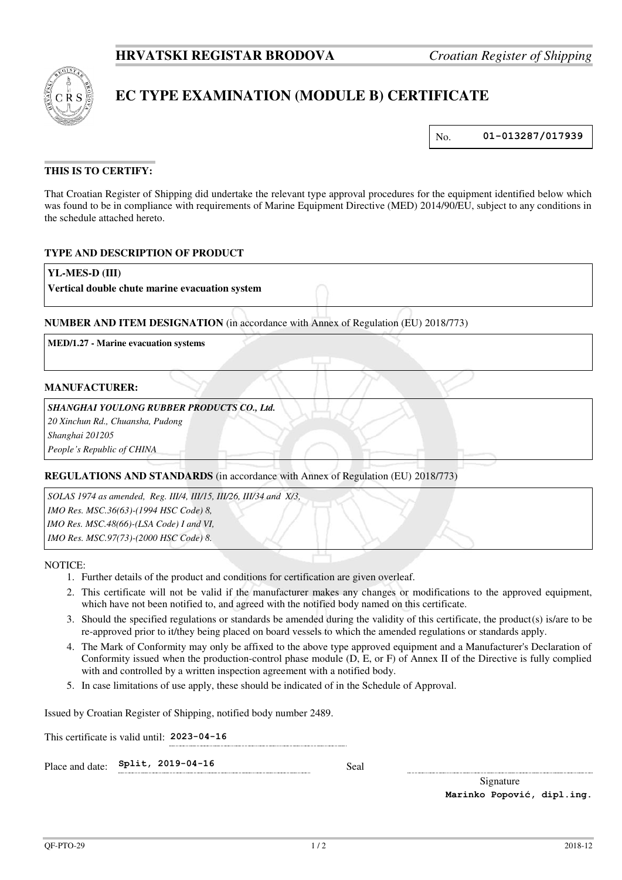**HRVATSKI REGISTAR BRODOVA** *Croatian Register of Shipping*

# EC TYPE EXAMINATION (MODULE B) CERTIFICATE

No. **01-013287/017939**

### THIS IS TO CERTIFY:

That Croatian Register of Shipping did undertake the relevant type approval procedures for the equipment identified below which was found to be in compliance with requirements of Marine Equipment Directive (MED) 2014/90/EU, subject to any conditions in the schedule attached hereto.

### TYPE AND DESCRIPTION OF PRODUCT

**YL-MES-D (III)**
**Vertical double chute marine evacuation system**

### NUMBER AND ITEM DESIGNATION (in accordance with Annex of Regulation (EU) 2018/773)

**MED/1.27 - Marine evacuation systems**

### MANUFACTURER:

***SHANGHAI YOULONG RUBBER PRODUCTS CO., Ltd.***
*20 Xinchun Rd., Chuansha, Pudong*
*Shanghai 201205*
*People's Republic of CHINA*

### REGULATIONS AND STANDARDS (in accordance with Annex of Regulation (EU) 2018/773)

*SOLAS 1974 as amended, Reg. III/4, III/15, III/26, III/34 and X/3,*
*IMO Res. MSC.36(63)-(1994 HSC Code) 8,*
*IMO Res. MSC.48(66)-(LSA Code) I and VI,*
*IMO Res. MSC.97(73)-(2000 HSC Code) 8.*

NOTICE:

1. Further details of the product and conditions for certification are given overleaf.
2. This certificate will not be valid if the manufacturer makes any changes or modifications to the approved equipment, which have not been notified to, and agreed with the notified body named on this certificate.
3. Should the specified regulations or standards be amended during the validity of this certificate, the product(s) is/are to be re-approved prior to it/they being placed on board vessels to which the amended regulations or standards apply.
4. The Mark of Conformity may only be affixed to the above type approved equipment and a Manufacturer's Declaration of Conformity issued when the production-control phase module (D, E, or F) of Annex II of the Directive is fully complied with and controlled by a written inspection agreement with a notified body.
5. In case limitations of use apply, these should be indicated of in the Schedule of Approval.

Issued by Croatian Register of Shipping, notified body number 2489.

This certificate is valid until: **2023-04-16**

Place and date: **Split, 2019-04-16**

Seal

Signature
**Marinko Popović, dipl.ing.**

QF-PTO-29 2018-12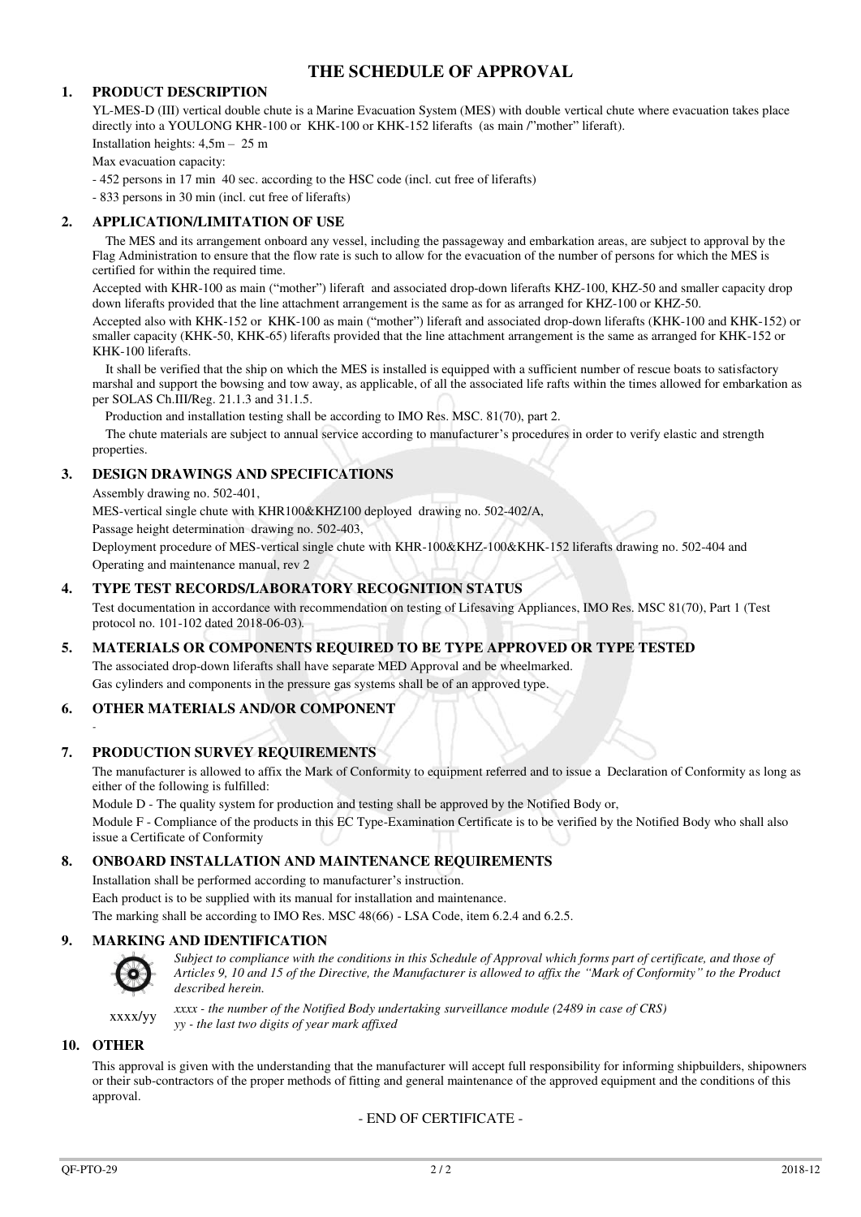# THE SCHEDULE OF APPROVAL

## 1. PRODUCT DESCRIPTION

YL-MES-D (III) vertical double chute is a Marine Evacuation System (MES) with double vertical chute where evacuation takes place directly into a YOULONG KHR-100 or KHK-100 or KHK-152 liferafts (as main /"mother" liferaft).

Installation heights: 4,5m – 25 m

Max evacuation capacity:

- 452 persons in 17 min 40 sec. according to the HSC code (incl. cut free of liferafts)
- 833 persons in 30 min (incl. cut free of liferafts)

## 2. APPLICATION/LIMITATION OF USE

The MES and its arrangement onboard any vessel, including the passageway and embarkation areas, are subject to approval by the Flag Administration to ensure that the flow rate is such to allow for the evacuation of the number of persons for which the MES is certified for within the required time.

Accepted with KHR-100 as main ("mother") liferaft and associated drop-down liferafts KHZ-100, KHZ-50 and smaller capacity drop down liferafts provided that the line attachment arrangement is the same as for as arranged for KHZ-100 or KHZ-50.

Accepted also with KHK-152 or KHK-100 as main ("mother") liferaft and associated drop-down liferafts (KHK-100 and KHK-152) or smaller capacity (KHK-50, KHK-65) liferafts provided that the line attachment arrangement is the same as arranged for KHK-152 or KHK-100 liferafts.

It shall be verified that the ship on which the MES is installed is equipped with a sufficient number of rescue boats to satisfactory marshal and support the bowsing and tow away, as applicable, of all the associated life rafts within the times allowed for embarkation as per SOLAS Ch.III/Reg. 21.1.3 and 31.1.5.

Production and installation testing shall be according to IMO Res. MSC. 81(70), part 2.

The chute materials are subject to annual service according to manufacturer's procedures in order to verify elastic and strength properties.

## 3. DESIGN DRAWINGS AND SPECIFICATIONS

Assembly drawing no. 502-401,

MES-vertical single chute with KHR100&KHZ100 deployed drawing no. 502-402/A,

Passage height determination drawing no. 502-403,

Deployment procedure of MES-vertical single chute with KHR-100&KHZ-100&KHK-152 liferafts drawing no. 502-404 and Operating and maintenance manual, rev 2

## 4. TYPE TEST RECORDS/LABORATORY RECOGNITION STATUS

Test documentation in accordance with recommendation on testing of Lifesaving Appliances, IMO Res. MSC 81(70), Part 1 (Test protocol no. 101-102 dated 2018-06-03).

## 5. MATERIALS OR COMPONENTS REQUIRED TO BE TYPE APPROVED OR TYPE TESTED

The associated drop-down liferafts shall have separate MED Approval and be wheelmarked.

Gas cylinders and components in the pressure gas systems shall be of an approved type.

## 6. OTHER MATERIALS AND/OR COMPONENT

-

## 7. PRODUCTION SURVEY REQUIREMENTS

The manufacturer is allowed to affix the Mark of Conformity to equipment referred and to issue a Declaration of Conformity as long as either of the following is fulfilled:

Module D - The quality system for production and testing shall be approved by the Notified Body or,

Module F - Compliance of the products in this EC Type-Examination Certificate is to be verified by the Notified Body who shall also issue a Certificate of Conformity

## 8. ONBOARD INSTALLATION AND MAINTENANCE REQUIREMENTS

Installation shall be performed according to manufacturer's instruction.

Each product is to be supplied with its manual for installation and maintenance.

The marking shall be according to IMO Res. MSC 48(66) - LSA Code, item 6.2.4 and 6.2.5.

## 9. MARKING AND IDENTIFICATION

*Subject to compliance with the conditions in this Schedule of Approval which forms part of certificate, and those of Articles 9, 10 and 15 of the Directive, the Manufacturer is allowed to affix the "Mark of Conformity" to the Product described herein.*

xxxx/yy

*xxxx - the number of the Notified Body undertaking surveillance module (2489 in case of CRS)*
*yy - the last two digits of year mark affixed*

## 10. OTHER

This approval is given with the understanding that the manufacturer will accept full responsibility for informing shipbuilders, shipowners or their sub-contractors of the proper methods of fitting and general maintenance of the approved equipment and the conditions of this approval.

- END OF CERTIFICATE -